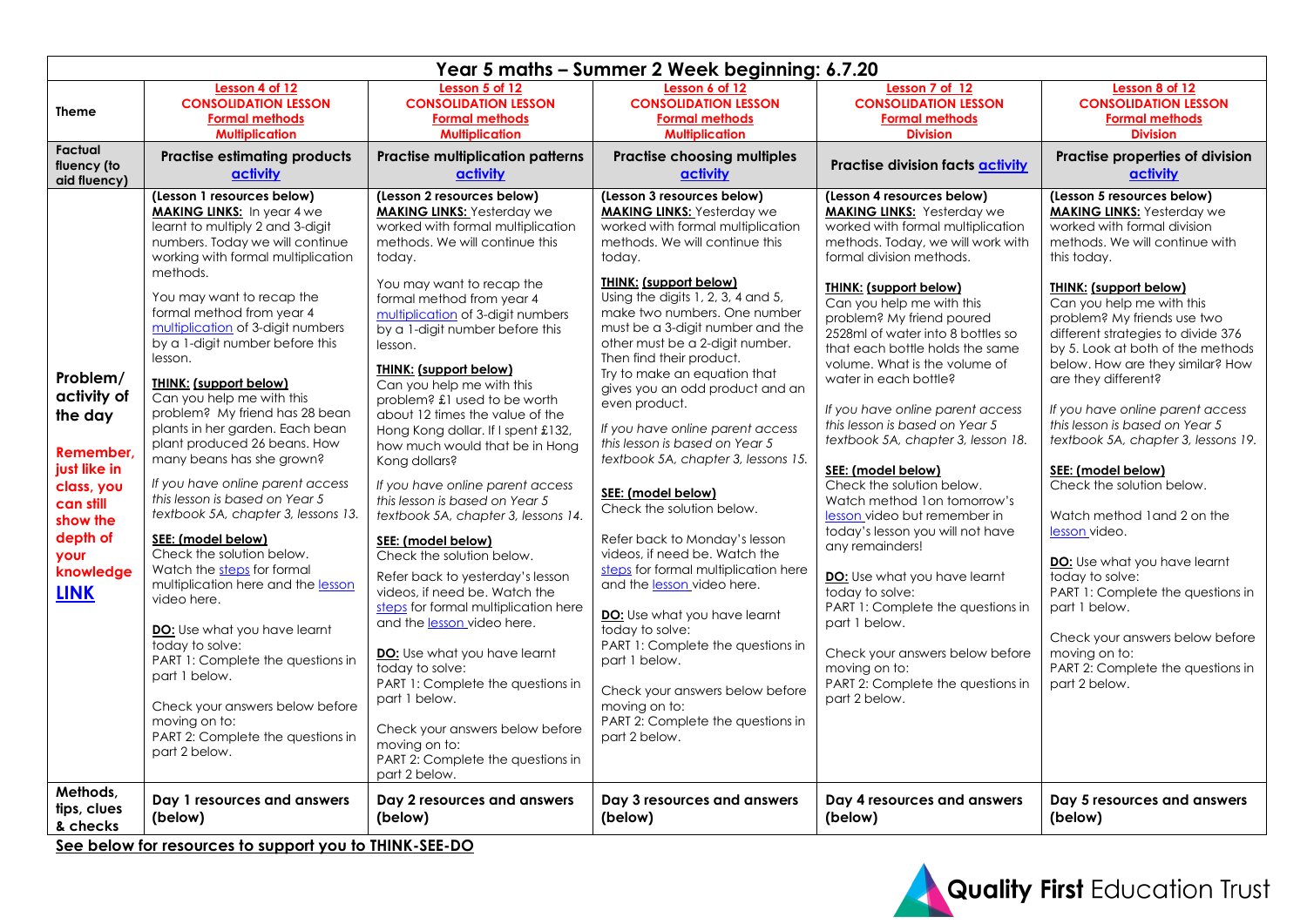| Year 5 maths – Summer 2 Week beginning: 6.7.20 | | | | | |
|---|---|---|---|---|---|
| **Theme** | **Lesson 4 of 12**<br>**CONSOLIDATION LESSON**<br>**Formal methods**<br>**Multiplication** | **Lesson 5 of 12**<br>**CONSOLIDATION LESSON**<br>**Formal methods**<br>**Multiplication** | **Lesson 6 of 12**<br>**CONSOLIDATION LESSON**<br>**Formal methods**<br>**Multiplication** | **Lesson 7 of 12**<br>**CONSOLIDATION LESSON**<br>**Formal methods**<br>**Division** | **Lesson 8 of 12**<br>**CONSOLIDATION LESSON**<br>**Formal methods**<br>**Division** |
| **Factual fluency (to aid fluency)** | **Practise estimating products activity** | **Practise multiplication patterns activity** | **Practise choosing multiples activity** | **Practise division facts activity** | **Practise properties of division activity** |
| **Problem/ activity of the day**<br><br>**Remember, just like in class, you can still show the depth of your knowledge LINK** | **(Lesson 1 resources below)**<br>**MAKING LINKS:** In year 4 we learnt to multiply 2 and 3-digit numbers. Today we will continue working with formal multiplication methods.<br><br>You may want to recap the formal method from year 4 multiplication of 3-digit numbers by a 1-digit number before this lesson.<br><br>**THINK: (support below)**<br>Can you help me with this problem? My friend has 28 bean plants in her garden. Each bean plant produced 26 beans. How many beans has she grown?<br><br>*If you have online parent access this lesson is based on Year 5 textbook 5A, chapter 3, lessons 13.*<br><br>**SEE: (model below)**<br>Check the solution below.<br>Watch the steps for formal multiplication here and the lesson video here.<br><br>**DO:** Use what you have learnt today to solve:<br>PART 1: Complete the questions in part 1 below.<br><br>Check your answers below before moving on to:<br>PART 2: Complete the questions in part 2 below. | **(Lesson 2 resources below)**<br>**MAKING LINKS:** Yesterday we worked with formal multiplication methods. We will continue this today.<br><br>You may want to recap the formal method from year 4 multiplication of 3-digit numbers by a 1-digit number before this lesson.<br><br>**THINK: (support below)**<br>Can you help me with this problem? £1 used to be worth about 12 times the value of the Hong Kong dollar. If I spent £132, how much would that be in Hong Kong dollars?<br><br>*If you have online parent access this lesson is based on Year 5 textbook 5A, chapter 3, lessons 14.*<br><br>**SEE: (model below)**<br>Check the solution below.<br><br>Refer back to yesterday's lesson videos, if need be. Watch the steps for formal multiplication here and the lesson video here.<br><br>**DO:** Use what you have learnt today to solve:<br>PART 1: Complete the questions in part 1 below.<br><br>Check your answers below before moving on to:<br>PART 2: Complete the questions in part 2 below. | **(Lesson 3 resources below)**<br>**MAKING LINKS:** Yesterday we worked with formal multiplication methods. We will continue this today.<br><br>**THINK: (support below)**<br>Using the digits 1, 2, 3, 4 and 5, make two numbers. One number must be a 3-digit number and the other must be a 2-digit number. Then find their product.<br>Try to make an equation that gives you an odd product and an even product.<br><br>*If you have online parent access this lesson is based on Year 5 textbook 5A, chapter 3, lessons 15.*<br><br>**SEE: (model below)**<br>Check the solution below.<br><br>Refer back to Monday's lesson videos, if need be. Watch the steps for formal multiplication here and the lesson video here.<br><br>**DO:** Use what you have learnt today to solve:<br>PART 1: Complete the questions in part 1 below.<br><br>Check your answers below before moving on to:<br>PART 2: Complete the questions in part 2 below. | **(Lesson 4 resources below)**<br>**MAKING LINKS:** Yesterday we worked with formal multiplication methods. Today, we will work with formal division methods.<br><br>**THINK: (support below)**<br>Can you help me with this problem? My friend poured 2528ml of water into 8 bottles so that each bottle holds the same volume. What is the volume of water in each bottle?<br><br>*If you have online parent access this lesson is based on Year 5 textbook 5A, chapter 3, lesson 18.*<br><br>**SEE: (model below)**<br>Check the solution below.<br>Watch method 1on tomorrow's lesson video but remember in today's lesson you will not have any remainders!<br><br>**DO:** Use what you have learnt today to solve:<br>PART 1: Complete the questions in part 1 below.<br><br>Check your answers below before moving on to:<br>PART 2: Complete the questions in part 2 below. | **(Lesson 5 resources below)**<br>**MAKING LINKS:** Yesterday we worked with formal division methods. We will continue with this today.<br><br>**THINK: (support below)**<br>Can you help me with this problem? My friends use two different strategies to divide 376 by 5. Look at both of the methods below. How are they similar? How are they different?<br><br>*If you have online parent access this lesson is based on Year 5 textbook 5A, chapter 3, lessons 19.*<br><br>**SEE: (model below)**<br>Check the solution below.<br><br>Watch method 1and 2 on the lesson video.<br><br>**DO:** Use what you have learnt today to solve:<br>PART 1: Complete the questions in part 1 below.<br><br>Check your answers below before moving on to:<br>PART 2: Complete the questions in part 2 below. |
| **Methods, tips, clues & checks** | **Day 1 resources and answers (below)** | **Day 2 resources and answers (below)** | **Day 3 resources and answers (below)** | **Day 4 resources and answers (below)** | **Day 5 resources and answers (below)** |

**See below for resources to support you to THINK-SEE-DO**

Quality First Education Trust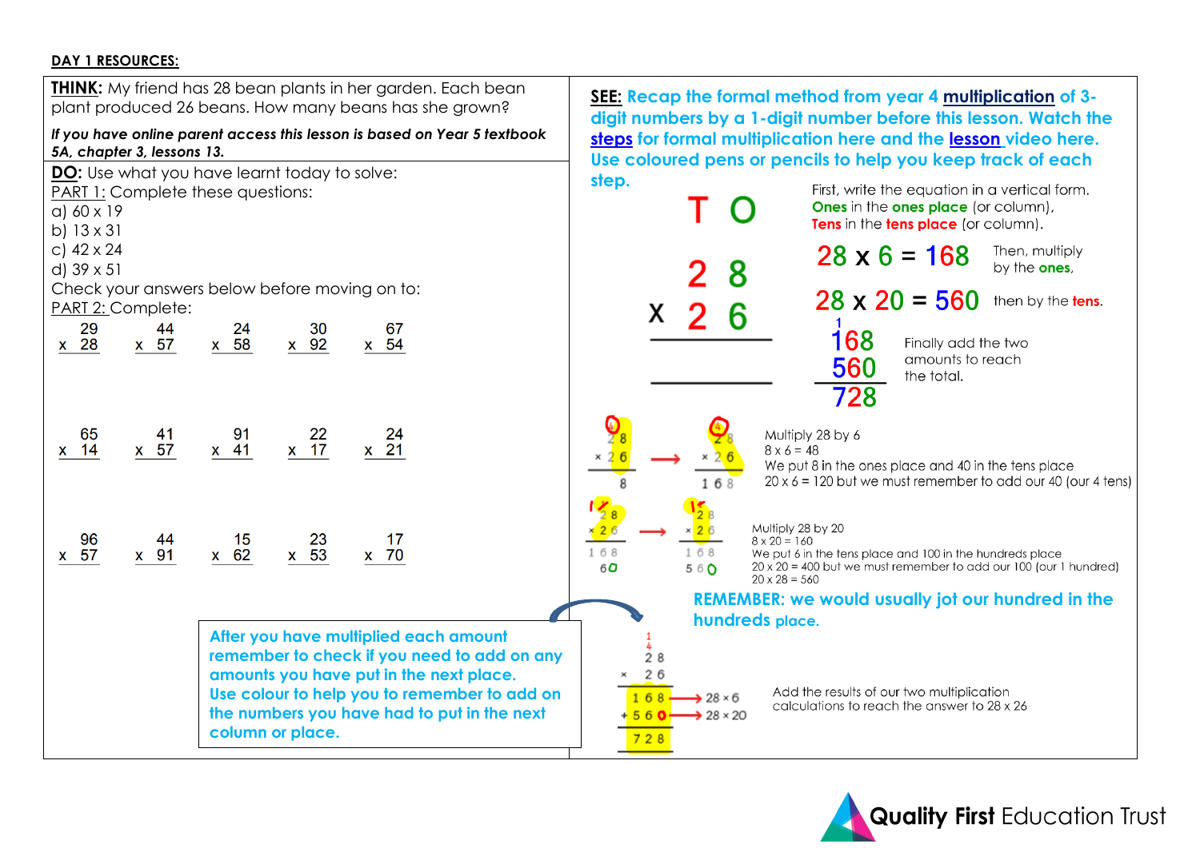**DAY 1 RESOURCES:**

**THINK:** My friend has 28 bean plants in her garden. Each bean plant produced 26 beans. How many beans has she grown?

***If you have online parent access this lesson is based on Year 5 textbook 5A, chapter 3, lessons 13.***

**DO:** Use what you have learnt today to solve:

PART 1: Complete these questions:

a) 60 x 19
b) 13 x 31
c) 42 x 24
d) 39 x 51

Check your answers below before moving on to:

PART 2: Complete:

| | | | | |
|---|---|---|---|---|
| 29 x 28 | 44 x 57 | 24 x 58 | 30 x 92 | 67 x 54 |
| 65 x 14 | 41 x 57 | 91 x 41 | 22 x 17 | 24 x 21 |
| 96 x 57 | 44 x 91 | 15 x 62 | 23 x 53 | 17 x 70 |

After you have multiplied each amount remember to check if you need to add on any amounts you have put in the next place.
Use colour to help you to remember to add on the numbers you have had to put in the next column or place.

**SEE:** Recap the formal method from year 4 multiplication of 3-digit numbers by a 1-digit number before this lesson. Watch the steps for formal multiplication here and the lesson video here. Use coloured pens or pencils to help you keep track of each step.

```
   T O
   2 8
 x 2 6
 _____
 _____
```

First, write the equation in a vertical form. **Ones** in the **ones place** (or column), **Tens** in the **tens place** (or column).

$28 \times 6 = 168$ Then, multiply by the **ones**,

$28 \times 20 = 560$ then by the **tens**.

```
  ¹
  168
  560
  ___
  728
```

Finally add the two amounts to reach the total.

Multiply 28 by 6
8 x 6 = 48
We put 8 in the ones place and 40 in the tens place
20 x 6 = 120 but we must remember to add our 40 (our 4 tens)

Multiply 28 by 20
8 x 20 = 160
We put 6 in the tens place and 100 in the hundreds place
20 x 20 = 400 but we must remember to add our 100 (our 1 hundred)
20 x 28 = 560

**REMEMBER: we would usually jot our hundred in the hundreds place.**

```
    1
    4
    2 8
 ×  2 6
  1 6 8  → 28 × 6
+ 5 6 0  → 28 × 20
  7 2 8
```

Add the results of our two multiplication calculations to reach the answer to 28 x 26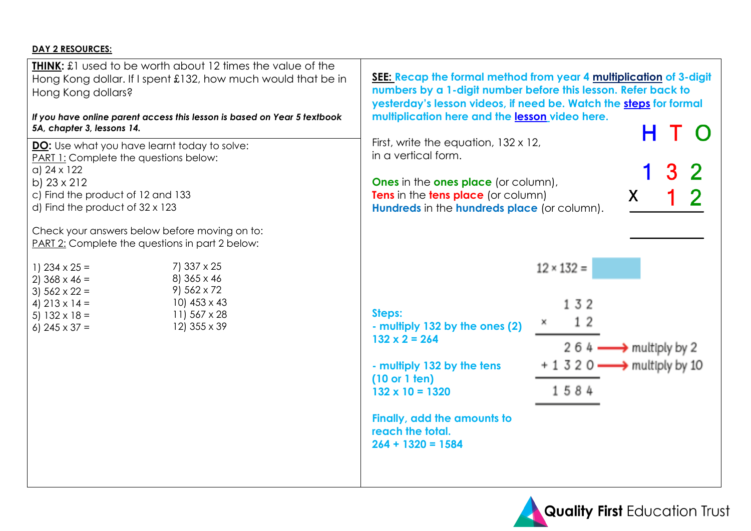**DAY 2 RESOURCES:**

**THINK:** £1 used to be worth about 12 times the value of the Hong Kong dollar. If I spent £132, how much would that be in Hong Kong dollars?

***If you have online parent access this lesson is based on Year 5 textbook 5A, chapter 3, lessons 14.***

**DO:** Use what you have learnt today to solve:

PART 1: Complete the questions below:

a) 24 x 122
b) 23 x 212
c) Find the product of 12 and 133
d) Find the product of 32 x 123

Check your answers below before moving on to:

PART 2: Complete the questions in part 2 below:

1) 234 x 25 =
2) 368 x 46 =
3) 562 x 22 =
4) 213 x 14 =
5) 132 x 18 =
6) 245 x 37 =
7) 337 x 25
8) 365 x 46
9) 562 x 72
10) 453 x 43
11) 567 x 28
12) 355 x 39

**SEE: Recap the formal method from year 4 multiplication of 3-digit numbers by a 1-digit number before this lesson. Refer back to yesterday's lesson videos, if need be. Watch the steps for formal multiplication here and the lesson video here.**

First, write the equation, 132 x 12, in a vertical form.

**Ones** in the **ones place** (or column),
**Tens** in the **tens place** (or column)
**Hundreds** in the **hundreds place** (or column).

```
  H T O

  1 3 2
x   1 2
-------

-------
```

12 × 132 = ☐

**Steps:**

**- multiply 132 by the ones (2)**
**132 x 2 = 264**

**- multiply 132 by the tens (10 or 1 ten)**
**132 x 10 = 1320**

**Finally, add the amounts to reach the total.**
**264 + 1320 = 1584**

```
    1 3 2
×     1 2
---------
    2 6 4  ⟶ multiply by 2
+ 1 3 2 0  ⟶ multiply by 10
---------
  1 5 8 4
---------
```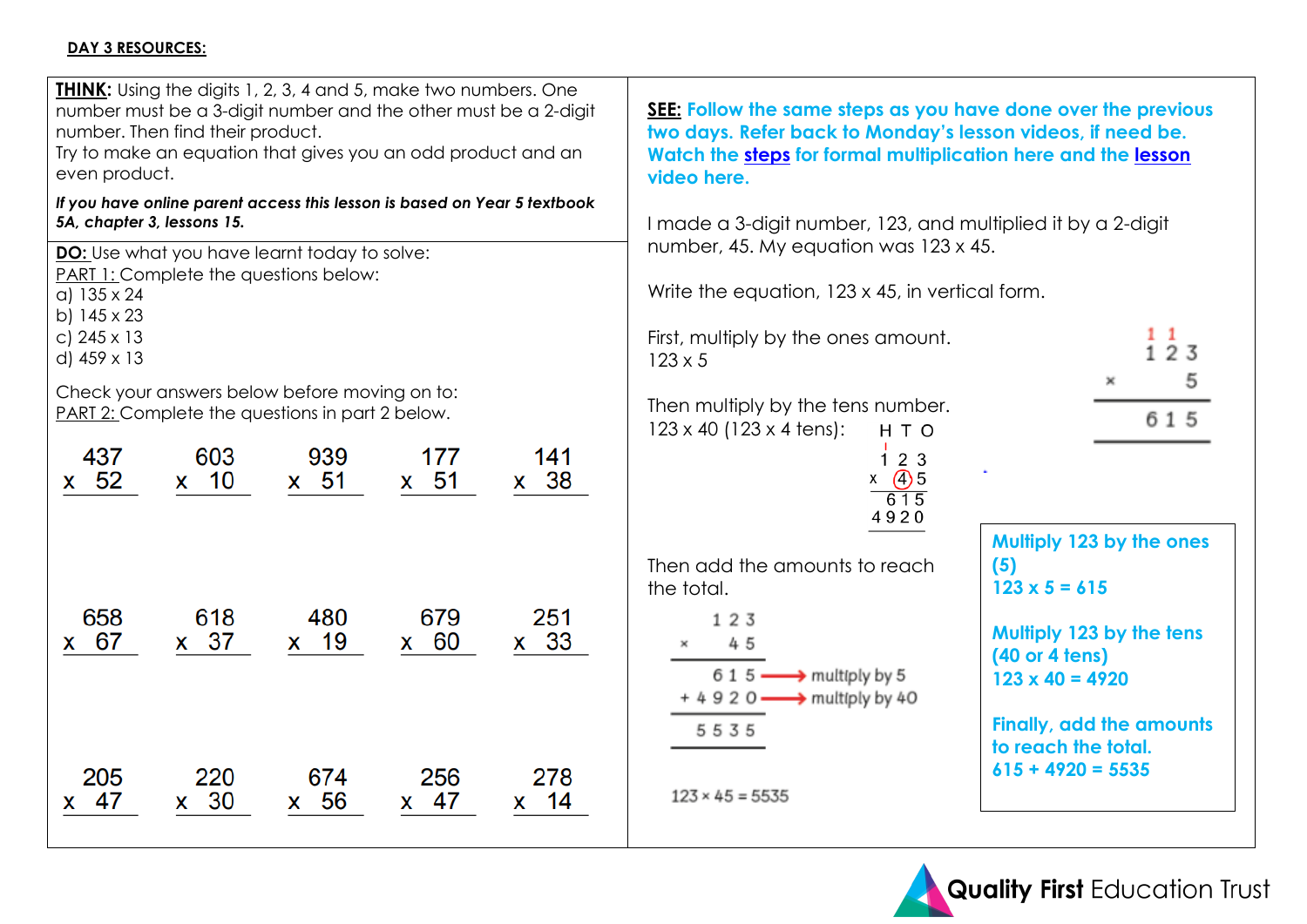**DAY 3 RESOURCES:**

**THINK:** Using the digits 1, 2, 3, 4 and 5, make two numbers. One number must be a 3-digit number and the other must be a 2-digit number. Then find their product.
Try to make an equation that gives you an odd product and an even product.

***If you have online parent access this lesson is based on Year 5 textbook 5A, chapter 3, lessons 15.***

**DO:** Use what you have learnt today to solve:
PART 1: Complete the questions below:
a) 135 x 24
b) 145 x 23
c) 245 x 13
d) 459 x 13

Check your answers below before moving on to:
PART 2: Complete the questions in part 2 below.

| | | | | |
|---|---|---|---|---|
| 437 x 52 | 603 x 10 | 939 x 51 | 177 x 51 | 141 x 38 |
| 658 x 67 | 618 x 37 | 480 x 19 | 679 x 60 | 251 x 33 |
| 205 x 47 | 220 x 30 | 674 x 56 | 256 x 47 | 278 x 14 |

**SEE:** **Follow the same steps as you have done over the previous two days. Refer back to Monday's lesson videos, if need be. Watch the steps for formal multiplication here and the lesson video here.**

I made a 3-digit number, 123, and multiplied it by a 2-digit number, 45. My equation was 123 x 45.

Write the equation, 123 x 45, in vertical form.

First, multiply by the ones amount.
123 x 5

```
  1 1
  1 2 3
x     5
-------
  6 1 5
```

Then multiply by the tens number.
123 x 40 (123 x 4 tens):

```
  H T O
  1 2 3
x   4 5
-------
  6 1 5
4 9 2 0
```

Then add the amounts to reach the total.

```
    1 2 3
  x   4 5
---------
    6 1 5  → multiply by 5
+ 4 9 2 0  → multiply by 40
---------
  5 5 3 5
```

123 × 45 = 5535

**Multiply 123 by the ones (5)**
**123 x 5 = 615**

**Multiply 123 by the tens (40 or 4 tens)**
**123 x 40 = 4920**

**Finally, add the amounts to reach the total.**
**615 + 4920 = 5535**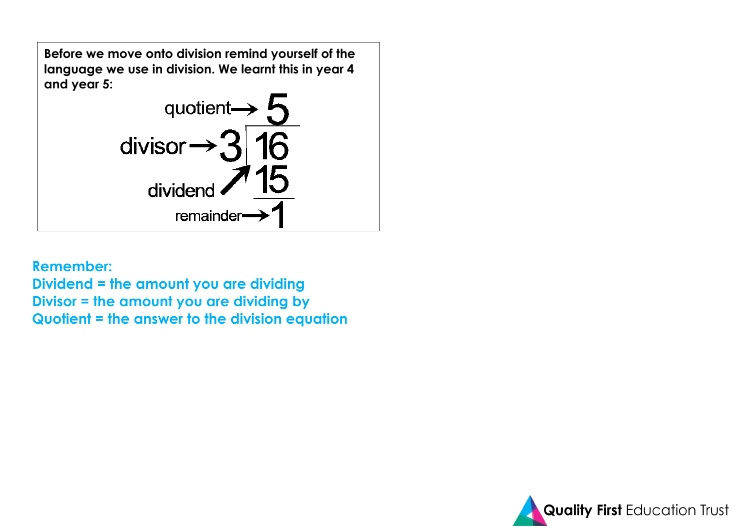**Before we move onto division remind yourself of the language we use in division. We learnt this in year 4 and year 5:**

```
quotient →   5
          ______
divisor → 3 | 16
dividend ↗    15
             ___
remainder →    1
```

**Remember:**
**Dividend = the amount you are dividing**
**Divisor = the amount you are dividing by**
**Quotient = the answer to the division equation**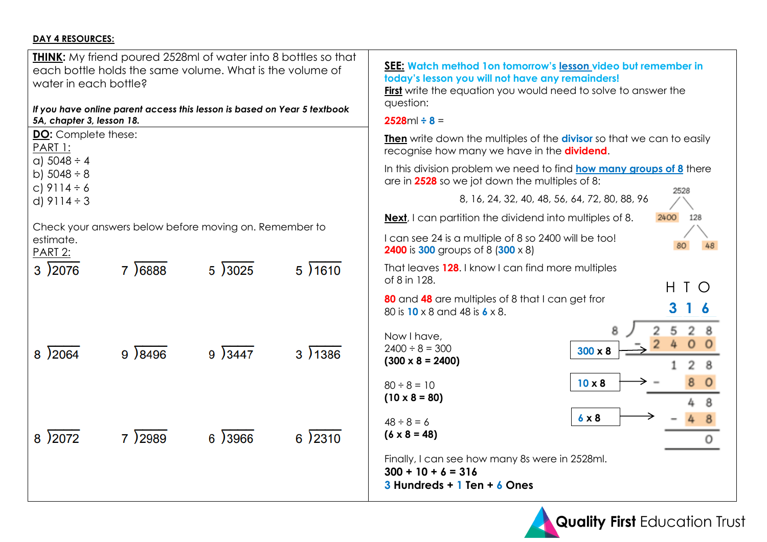**DAY 4 RESOURCES:**

**THINK**: My friend poured 2528ml of water into 8 bottles so that each bottle holds the same volume. What is the volume of water in each bottle?

***If you have online parent access this lesson is based on Year 5 textbook 5A, chapter 3, lesson 18.***

**DO**: Complete these:

PART 1:

a) 5048 ÷ 4
b) 5048 ÷ 8
c) 9114 ÷ 6
d) 9114 ÷ 3

Check your answers below before moving on. Remember to estimate.

PART 2:

| | | | |
|---|---|---|---|
| 3 )2076 | 7 )6888 | 5 )3025 | 5 )1610 |
| 8 )2064 | 9 )8496 | 9 )3447 | 3 )1386 |
| 8 )2072 | 7 )2989 | 6 )3966 | 6 )2310 |

**SEE: Watch method 1on tomorrow's lesson video but remember in today's lesson you will not have any remainders!**

**First** write the equation you would need to solve to answer the question:

**2528**ml **÷ 8** =

**Then** write down the multiples of the **divisor** so that we can to easily recognise how many we have in the **dividend**.

In this division problem we need to find **how many groups of 8** there are in **2528** so we jot down the multiples of 8:

8, 16, 24, 32, 40, 48, 56, 64, 72, 80, 88, 96

**Next**, I can partition the dividend into multiples of 8.

2528 → 2400 and 128; 128 → 80 and 48

I can see 24 is a multiple of 8 so 2400 will be too!
**2400** is **300** groups of 8 (**300** x 8)

That leaves **128**. I know I can find more multiples of 8 in 128.

**80** and **48** are multiples of 8 that I can get fror
80 is **10** x 8 and 48 is **6** x 8.

Now I have,
2400 ÷ 8 = 300
**(300 x 8 = 2400)**

80 ÷ 8 = 10
**(10 x 8 = 80)**

48 ÷ 8 = 6
**(6 x 8 = 48)**

```
      H T O
      3 1 6
  8 ) 2 5 2 8
    - 2 4 0 0   ← 300 x 8
        1 2 8
    -     8 0   ← 10 x 8
          4 8
    -     4 8   ← 6 x 8
            0
```

Finally, I can see how many 8s were in 2528ml.
**300 + 10 + 6 = 316**
**3 Hundreds + 1 Ten + 6 Ones**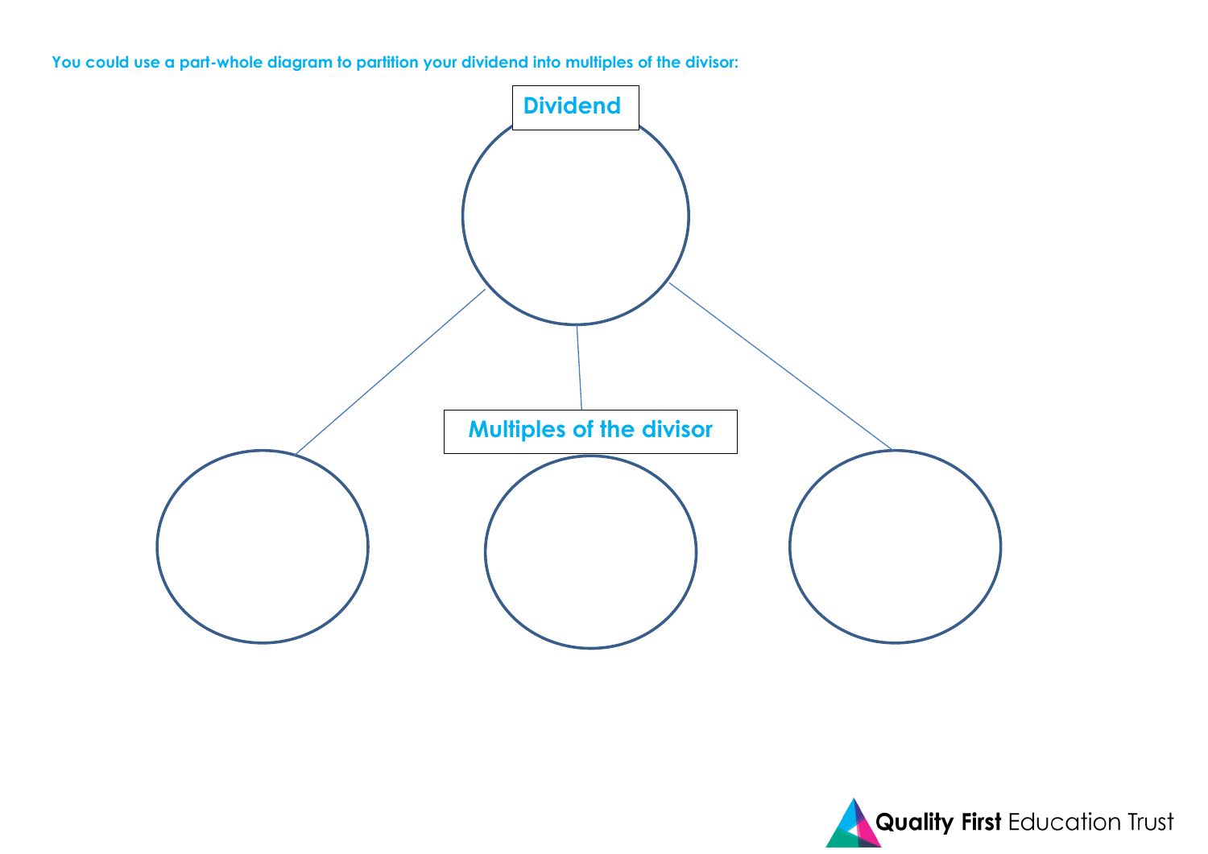**You could use a part-whole diagram to partition your dividend into multiples of the divisor:**

**Dividend**

**Multiples of the divisor**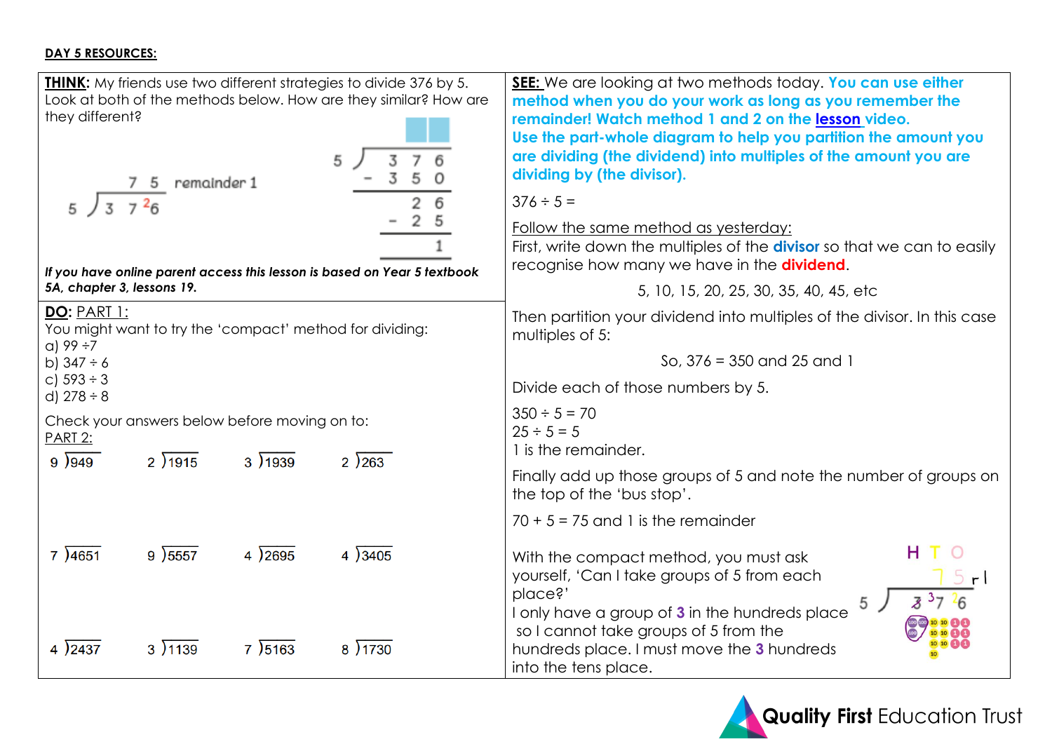**DAY 5 RESOURCES:**

**THINK:** My friends use two different strategies to divide 376 by 5. Look at both of the methods below. How are they similar? How are they different?

```
      7  5  remainder 1
5 ) 3  7 ²6
```

```
5 )  3 7 6
   - 3 5 0
   -------
       2 6
     - 2 5
     -----
         1
```

***If you have online parent access this lesson is based on Year 5 textbook 5A, chapter 3, lessons 19.***

**DO:** PART 1:

You might want to try the 'compact' method for dividing:

a) 99 ÷7
b) 347 ÷ 6
c) 593 ÷ 3
d) 278 ÷ 8

Check your answers below before moving on to:

PART 2:

| | | | |
|---|---|---|---|
| 9 )949 | 2 )1915 | 3 )1939 | 2 )263 |
| 7 )4651 | 9 )5557 | 4 )2695 | 4 )3405 |
| 4 )2437 | 3 )1139 | 7 )5163 | 8 )1730 |

**SEE:** We are looking at two methods today. **You can use either method when you do your work as long as you remember the remainder! Watch method 1 and 2 on the lesson video. Use the part-whole diagram to help you partition the amount you are dividing (the dividend) into multiples of the amount you are dividing by (the divisor).**

376 ÷ 5 =

Follow the same method as yesterday:

First, write down the multiples of the **divisor** so that we can to easily recognise how many we have in the **dividend**.

5, 10, 15, 20, 25, 30, 35, 40, 45, etc

Then partition your dividend into multiples of the divisor. In this case multiples of 5:

So, 376 = 350 and 25 and 1

Divide each of those numbers by 5.

350 ÷ 5 = 70
25 ÷ 5 = 5
1 is the remainder.

Finally add up those groups of 5 and note the number of groups on the top of the 'bus stop'.

70 + 5 = 75 and 1 is the remainder

With the compact method, you must ask yourself, 'Can I take groups of 5 from each place?'

I only have a group of **3** in the hundreds place so I cannot take groups of 5 from the hundreds place. I must move the **3** hundreds into the tens place.

```
   H  T  O
      7  5 r1
5 ) 3 ³7 ²6
```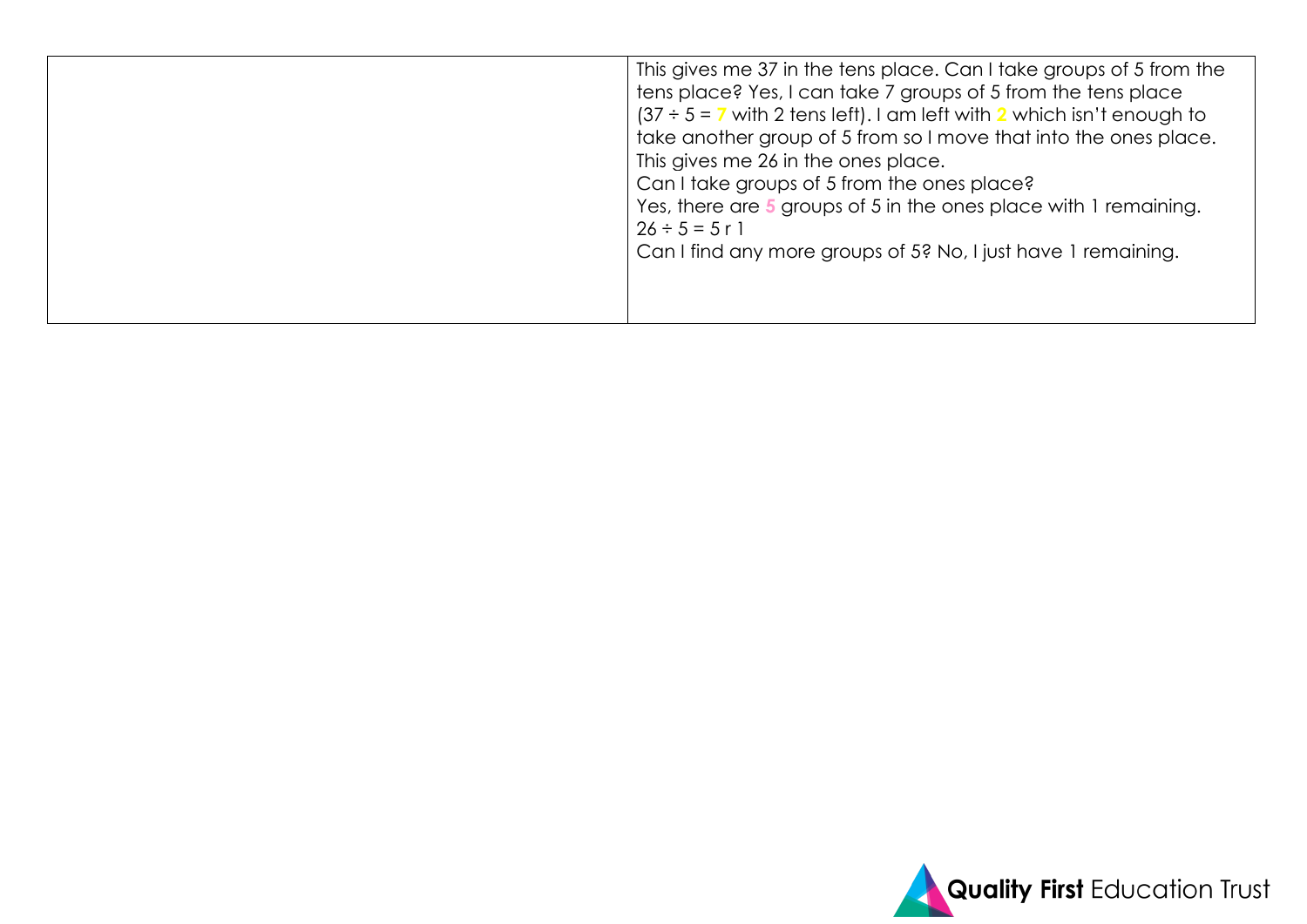| | |
|---|---|
| | This gives me 37 in the tens place. Can I take groups of 5 from the tens place? Yes, I can take 7 groups of 5 from the tens place ($37 \div 5 =$ **7** with 2 tens left). I am left with **2** which isn't enough to take another group of 5 from so I move that into the ones place. This gives me 26 in the ones place.<br>Can I take groups of 5 from the ones place?<br>Yes, there are **5** groups of 5 in the ones place with 1 remaining.<br>$26 \div 5 = 5$ r 1<br>Can I find any more groups of 5? No, I just have 1 remaining. |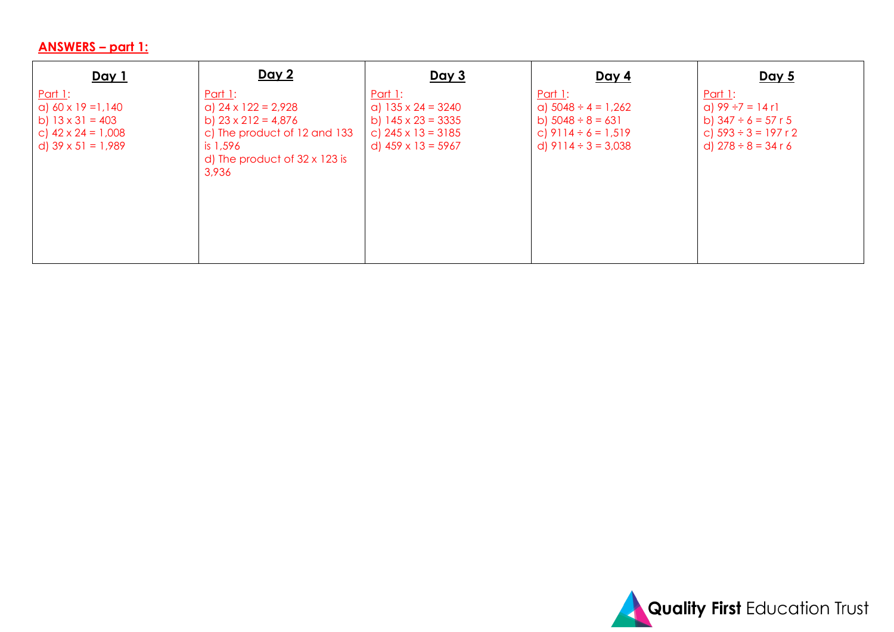## ANSWERS – part 1:

| Day 1 | Day 2 | Day 3 | Day 4 | Day 5 |
|---|---|---|---|---|
| Part 1:<br>a) 60 x 19 =1,140<br>b) 13 x 31 = 403<br>c) 42 x 24 = 1,008<br>d) 39 x 51 = 1,989 | Part 1:<br>a) 24 x 122 = 2,928<br>b) 23 x 212 = 4,876<br>c) The product of 12 and 133 is 1,596<br>d) The product of 32 x 123 is 3,936 | Part 1:<br>a) 135 x 24 = 3240<br>b) 145 x 23 = 3335<br>c) 245 x 13 = 3185<br>d) 459 x 13 = 5967 | Part 1:<br>a) 5048 ÷ 4 = 1,262<br>b) 5048 ÷ 8 = 631<br>c) 9114 ÷ 6 = 1,519<br>d) 9114 ÷ 3 = 3,038 | Part 1:<br>a) 99 ÷7 = 14 r1<br>b) 347 ÷ 6 = 57 r 5<br>c) 593 ÷ 3 = 197 r 2<br>d) 278 ÷ 8 = 34 r 6 |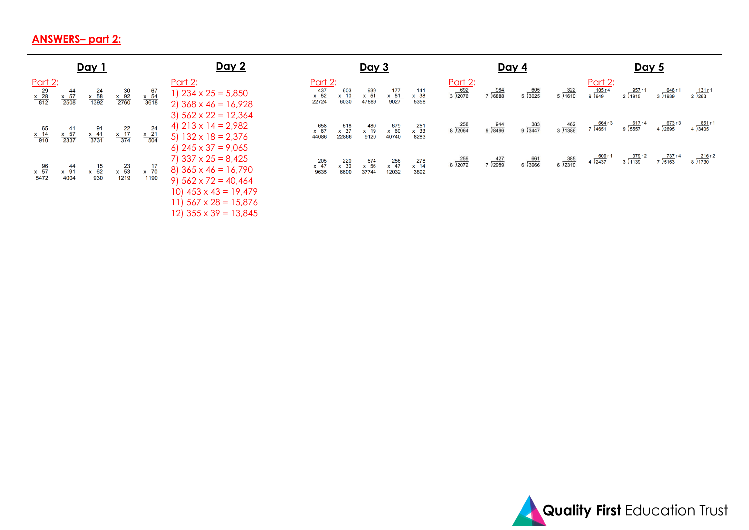## ANSWERS– part 2:

### Day 1

Part 2:

- 29 x 28 = 812
- 44 x 57 = 2508
- 24 x 58 = 1392
- 30 x 92 = 2760
- 67 x 54 = 3618
- 65 x 14 = 910
- 41 x 57 = 2337
- 91 x 41 = 3731
- 22 x 17 = 374
- 24 x 21 = 504
- 96 x 57 = 5472
- 44 x 91 = 4004
- 15 x 62 = 930
- 23 x 53 = 1219
- 17 x 70 = 1190

### Day 2

Part 2:

1) 234 x 25 = 5,850
2) 368 x 46 = 16,928
3) 562 x 22 = 12,364
4) 213 x 14 = 2,982
5) 132 x 18 = 2,376
6) 245 x 37 = 9,065
7) 337 x 25 = 8,425
8) 365 x 46 = 16,790
9) 562 x 72 = 40,464
10) 453 x 43 = 19,479
11) 567 x 28 = 15,876
12) 355 x 39 = 13,845

### Day 3

Part 2:

- 437 x 52 = 22724
- 603 x 10 = 6030
- 939 x 51 = 47889
- 177 x 51 = 9027
- 141 x 38 = 5358
- 658 x 67 = 44086
- 618 x 37 = 22866
- 480 x 19 = 9120
- 679 x 60 = 40740
- 251 x 33 = 8283
- 205 x 47 = 9635
- 220 x 30 = 6600
- 674 x 56 = 37744
- 256 x 47 = 12032
- 278 x 14 = 3892

### Day 4

Part 2:

- 2076 ÷ 3 = 692
- 6888 ÷ 7 = 984
- 3025 ÷ 5 = 605
- 1610 ÷ 5 = 322
- 2064 ÷ 8 = 258
- 8496 ÷ 9 = 944
- 3447 ÷ 9 = 383
- 1386 ÷ 3 = 462
- 2072 ÷ 8 = 259
- 2989 ÷ 7 = 427
- 3966 ÷ 6 = 661
- 2310 ÷ 6 = 385

### Day 5

Part 2:

- 949 ÷ 9 = 105 r 4
- 1915 ÷ 2 = 957 r 1
- 1939 ÷ 3 = 646 r 1
- 263 ÷ 2 = 131 r 1
- 4651 ÷ 7 = 664 r 3
- 5557 ÷ 9 = 617 r 4
- 2695 ÷ 4 = 673 r 3
- 3405 ÷ 4 = 851 r 1
- 2437 ÷ 4 = 609 r 1
- 1139 ÷ 3 = 379 r 2
- 5163 ÷ 7 = 737 r 4
- 1730 ÷ 8 = 216 r 2

Quality First Education Trust